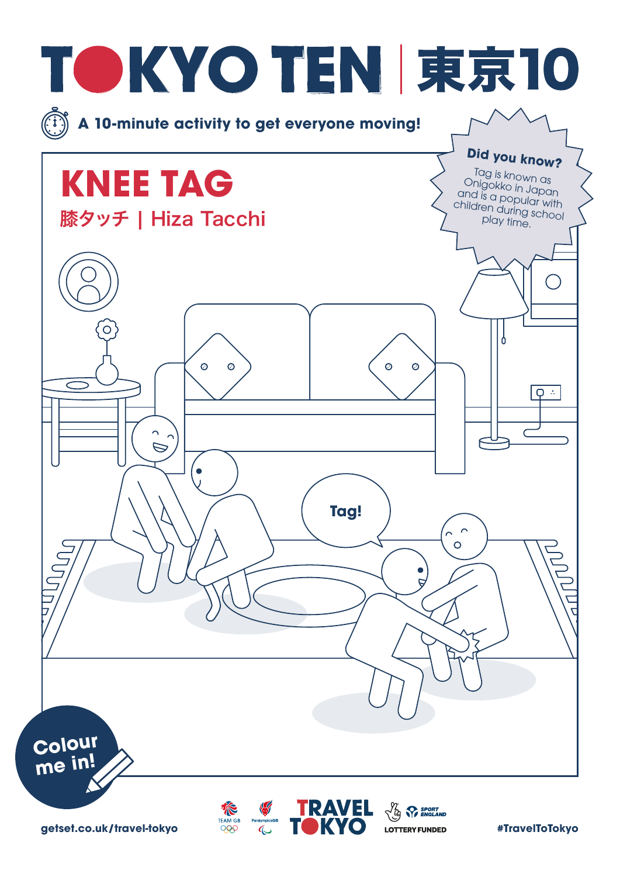# TOKYO TEN | 東京10

A 10-minute activity to get everyone moving!

## KNEE TAG

膝タッチ | Hiza Tacchi

**Did you know?**

Tag is known as Onigokko in Japan and is a popular with children during school play time.

Tag!

Colour me in!

getset.co.uk/travel-tokyo

TRAVEL TOKYO

LOTTERY FUNDED

#TravelToTokyo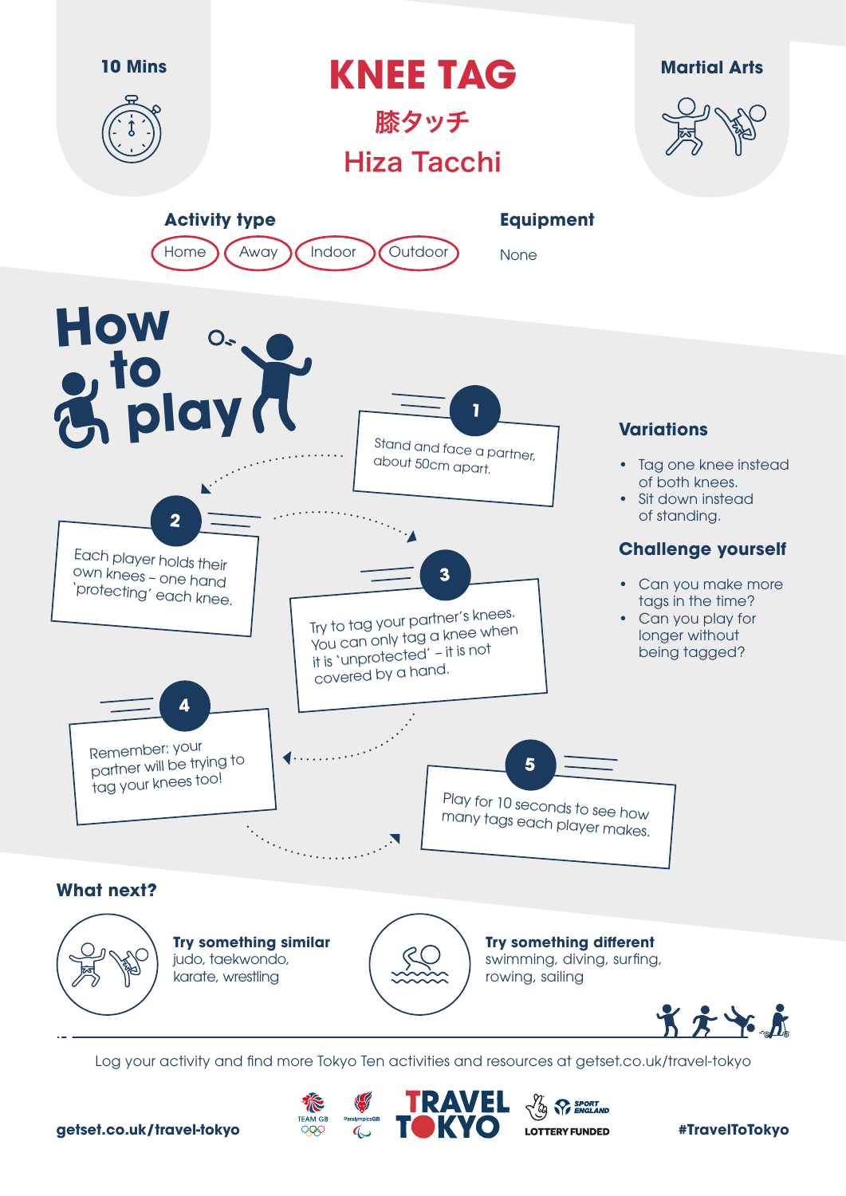10 Mins

# KNEE TAG

## 膝タッチ

## Hiza Tacchi

Martial Arts

### Activity type

Home | Away | Indoor | Outdoor

### Equipment

None

## How to play

1. Stand and face a partner, about 50cm apart.
2. Each player holds their own knees – one hand 'protecting' each knee.
3. Try to tag your partner's knees. You can only tag a knee when it is 'unprotected' – it is not covered by a hand.
4. Remember: your partner will be trying to tag your knees too!
5. Play for 10 seconds to see how many tags each player makes.

### Variations

- Tag one knee instead of both knees.
- Sit down instead of standing.

### Challenge yourself

- Can you make more tags in the time?
- Can you play for longer without being tagged?

### What next?

**Try something similar**
judo, taekwondo, karate, wrestling

**Try something different**
swimming, diving, surfing, rowing, sailing

Log your activity and find more Tokyo Ten activities and resources at getset.co.uk/travel-tokyo

getset.co.uk/travel-tokyo

TEAM GB ParalympicsGB TRAVEL TOKYO LOTTERY FUNDED SPORT ENGLAND

#TravelToTokyo